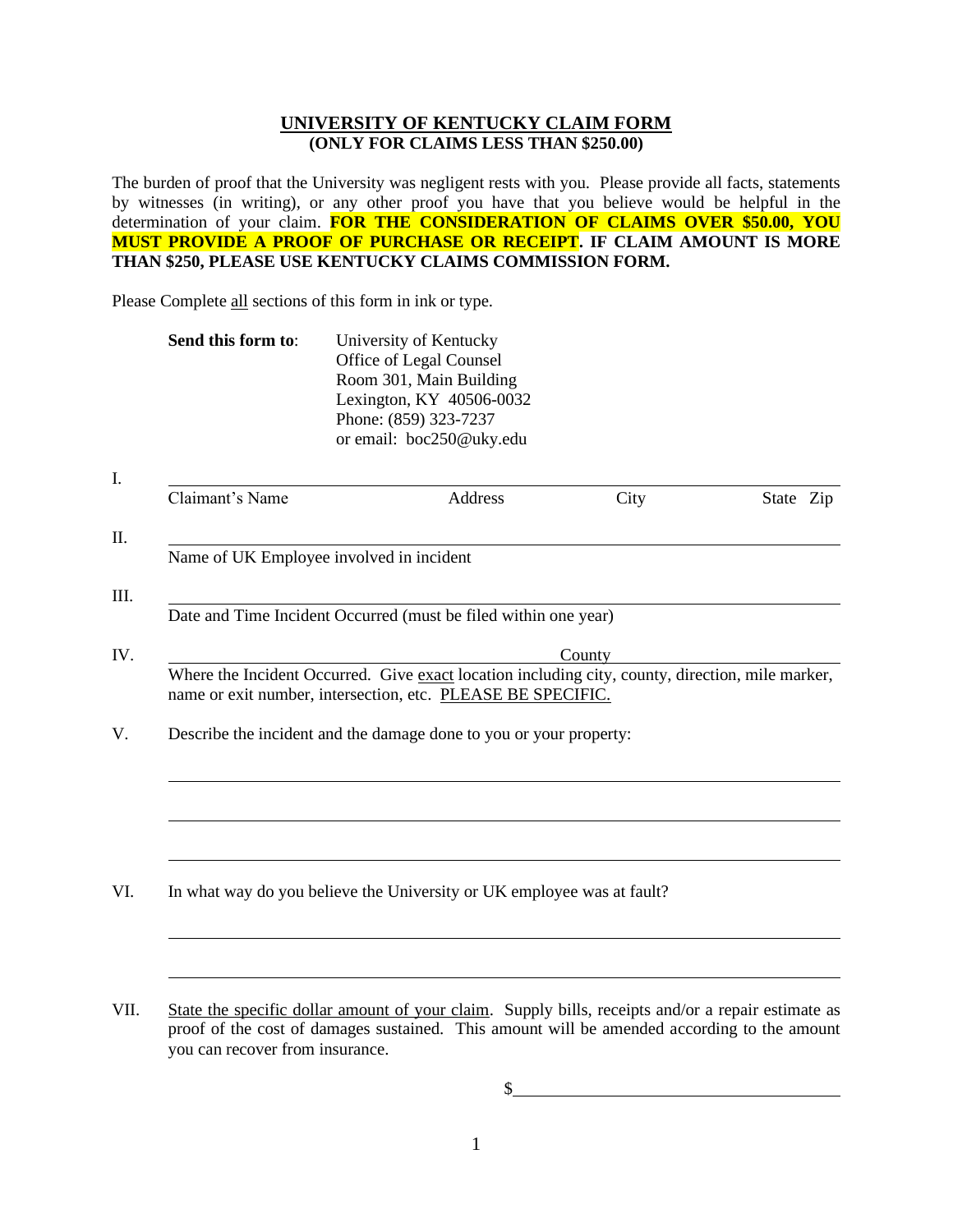# UNIVERSITY OF KENTUCKY CLAIM FORM
**(ONLY FOR CLAIMS LESS THAN $250.00)**

The burden of proof that the University was negligent rests with you. Please provide all facts, statements by witnesses (in writing), or any other proof you have that you believe would be helpful in the determination of your claim. **FOR THE CONSIDERATION OF CLAIMS OVER $50.00, YOU MUST PROVIDE A PROOF OF PURCHASE OR RECEIPT. IF CLAIM AMOUNT IS MORE THAN $250, PLEASE USE KENTUCKY CLAIMS COMMISSION FORM.**

Please Complete all sections of this form in ink or type.

**Send this form to**: University of Kentucky
Office of Legal Counsel
Room 301, Main Building
Lexington, KY 40506-0032
Phone: (859) 323-7237
or email: boc250@uky.edu

I. ______________________________________________________________
Claimant's Name &emsp; Address &emsp; City &emsp; State &emsp; Zip

II. ______________________________________________________________
Name of UK Employee involved in incident

III. ______________________________________________________________
Date and Time Incident Occurred (must be filed within one year)

IV. ______________________________ County ______________________________
Where the Incident Occurred. Give exact location including city, county, direction, mile marker, name or exit number, intersection, etc. PLEASE BE SPECIFIC.

V. Describe the incident and the damage done to you or your property:

______________________________________________________________

______________________________________________________________

______________________________________________________________

VI. In what way do you believe the University or UK employee was at fault?

______________________________________________________________

______________________________________________________________

VII. State the specific dollar amount of your claim. Supply bills, receipts and/or a repair estimate as proof of the cost of damages sustained. This amount will be amended according to the amount you can recover from insurance.

$______________________________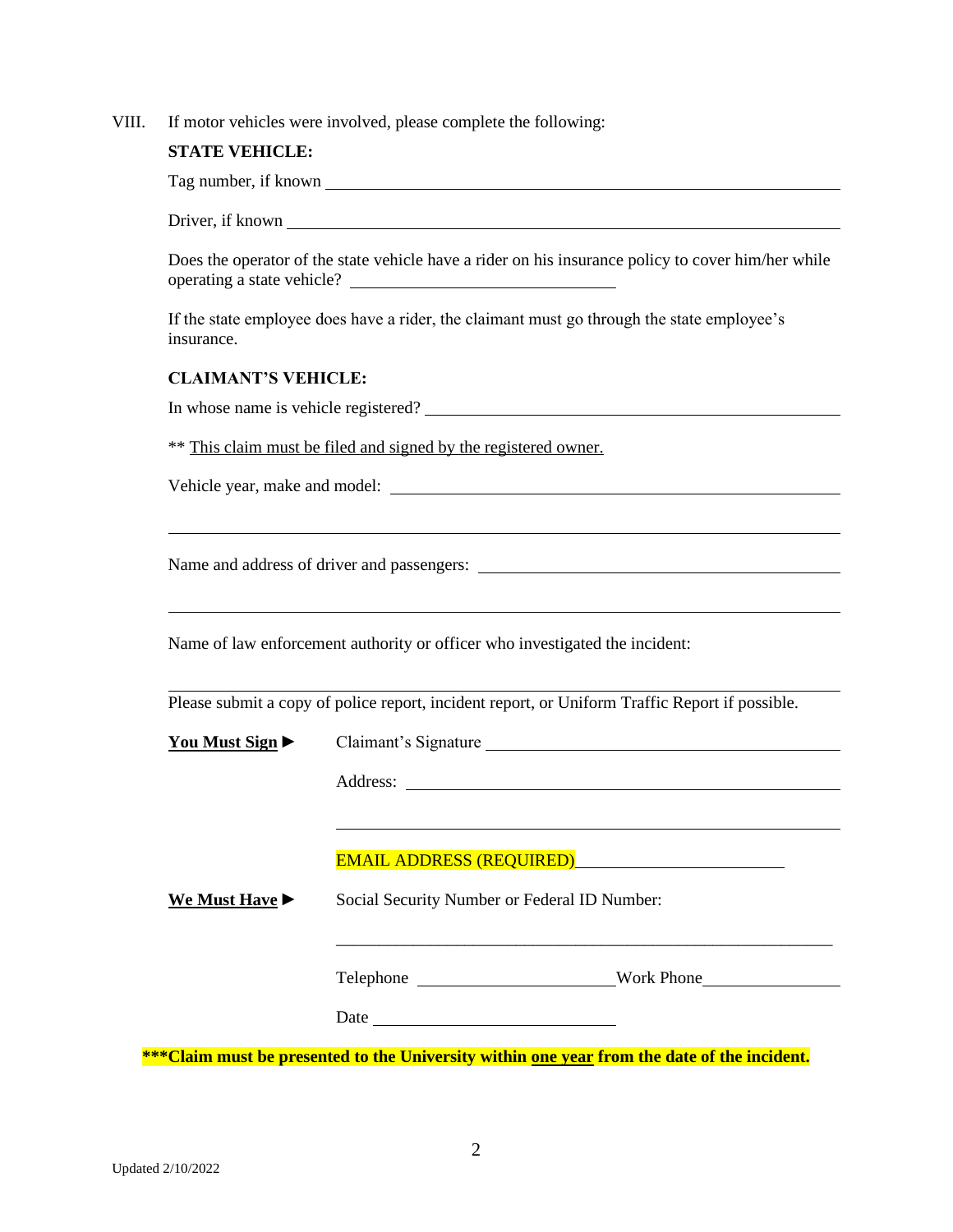VIII. If motor vehicles were involved, please complete the following:

**STATE VEHICLE:**

Tag number, if known ______________________________

Driver, if known ______________________________

Does the operator of the state vehicle have a rider on his insurance policy to cover him/her while operating a state vehicle? ______________________________

If the state employee does have a rider, the claimant must go through the state employee's insurance.

**CLAIMANT'S VEHICLE:**

In whose name is vehicle registered? ______________________________

** This claim must be filed and signed by the registered owner.

Vehicle year, make and model: ______________________________

______________________________

Name and address of driver and passengers: ______________________________

______________________________

Name of law enforcement authority or officer who investigated the incident:

______________________________

Please submit a copy of police report, incident report, or Uniform Traffic Report if possible.

**You Must Sign ►** Claimant's Signature ______________________________

Address: ______________________________

______________________________

EMAIL ADDRESS (REQUIRED)______________________________

**We Must Have ►** Social Security Number or Federal ID Number:

______________________________

Telephone ______________________________ Work Phone ______________________________

Date ______________________________

*****Claim must be presented to the University within one year from the date of the incident.**

Updated 2/10/2022